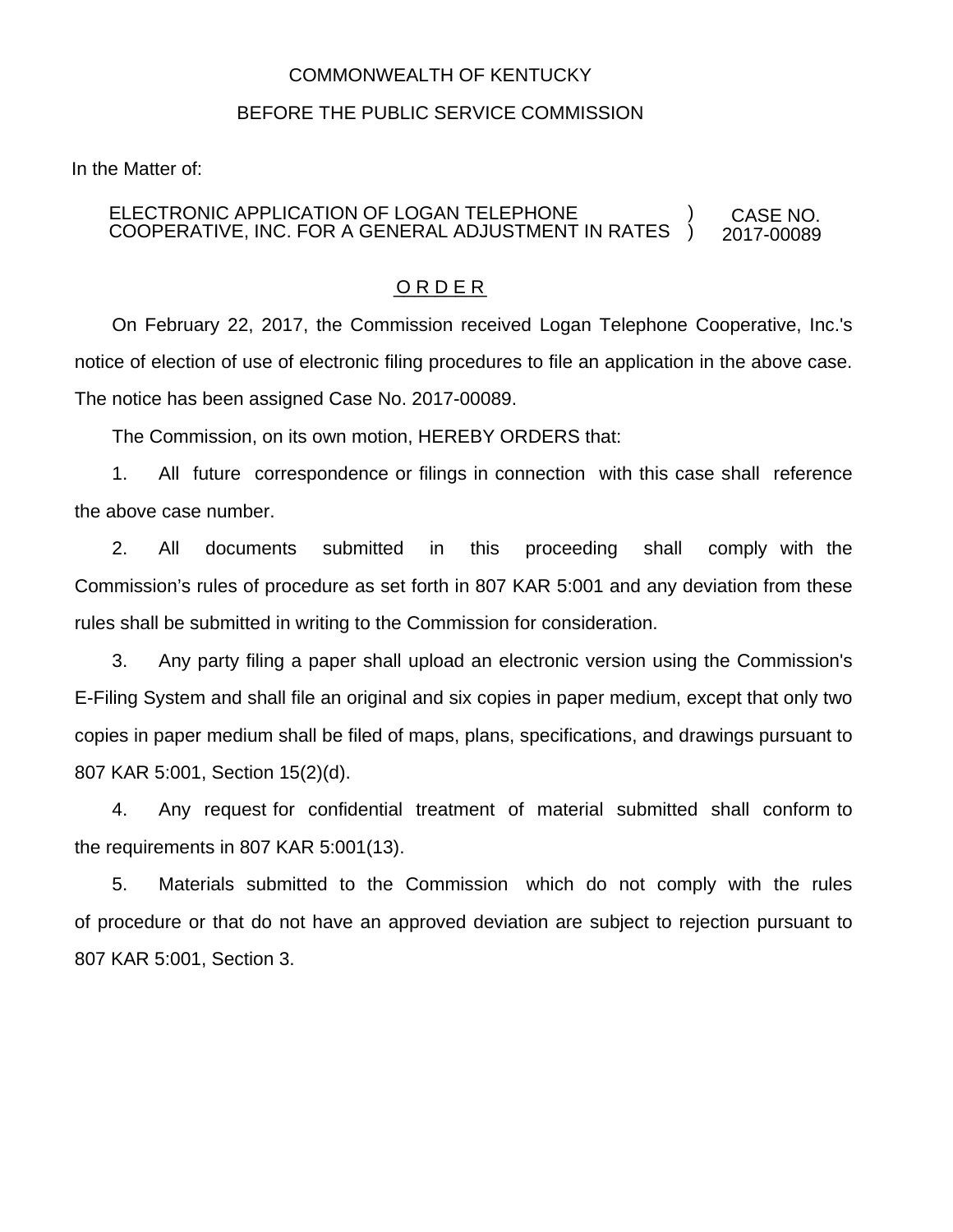COMMONWEALTH OF KENTUCKY

BEFORE THE PUBLIC SERVICE COMMISSION

In the Matter of:

| | | |
|---|---|---|
| ELECTRONIC APPLICATION OF LOGAN TELEPHONE COOPERATIVE, INC. FOR A GENERAL ADJUSTMENT IN RATES | ) ) | CASE NO. 2017-00089 |

## O R D E R

On February 22, 2017, the Commission received Logan Telephone Cooperative, Inc.'s notice of election of use of electronic filing procedures to file an application in the above case. The notice has been assigned Case No. 2017-00089.

The Commission, on its own motion, HEREBY ORDERS that:

1. All future correspondence or filings in connection with this case shall reference the above case number.

2. All documents submitted in this proceeding shall comply with the Commission's rules of procedure as set forth in 807 KAR 5:001 and any deviation from these rules shall be submitted in writing to the Commission for consideration.

3. Any party filing a paper shall upload an electronic version using the Commission's E-Filing System and shall file an original and six copies in paper medium, except that only two copies in paper medium shall be filed of maps, plans, specifications, and drawings pursuant to 807 KAR 5:001, Section 15(2)(d).

4. Any request for confidential treatment of material submitted shall conform to the requirements in 807 KAR 5:001(13).

5. Materials submitted to the Commission which do not comply with the rules of procedure or that do not have an approved deviation are subject to rejection pursuant to 807 KAR 5:001, Section 3.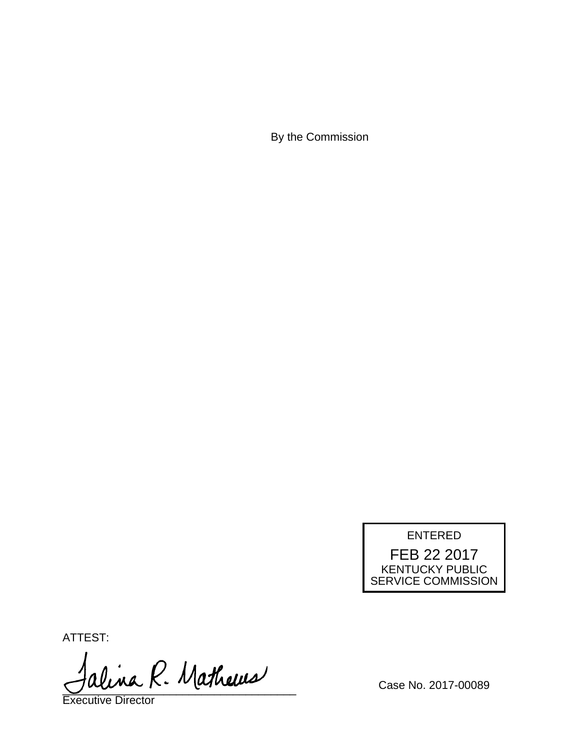By the Commission

ENTERED

FEB 22 2017

KENTUCKY PUBLIC SERVICE COMMISSION

ATTEST:

Talina R. Mathews

Executive Director

Case No. 2017-00089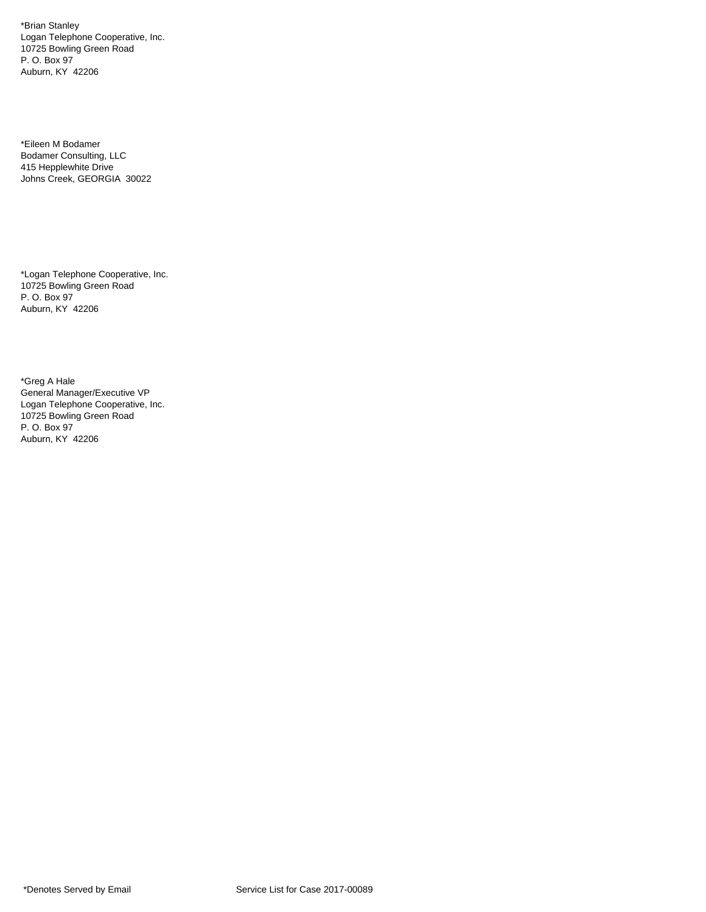*Brian Stanley
Logan Telephone Cooperative, Inc.
10725 Bowling Green Road
P. O. Box 97
Auburn, KY  42206

*Eileen M Bodamer
Bodamer Consulting, LLC
415 Hepplewhite Drive
Johns Creek, GEORGIA  30022

*Logan Telephone Cooperative, Inc.
10725 Bowling Green Road
P. O. Box 97
Auburn, KY  42206

*Greg A Hale
General Manager/Executive VP
Logan Telephone Cooperative, Inc.
10725 Bowling Green Road
P. O. Box 97
Auburn, KY  42206

*Denotes Served by Email

Service List for Case 2017-00089